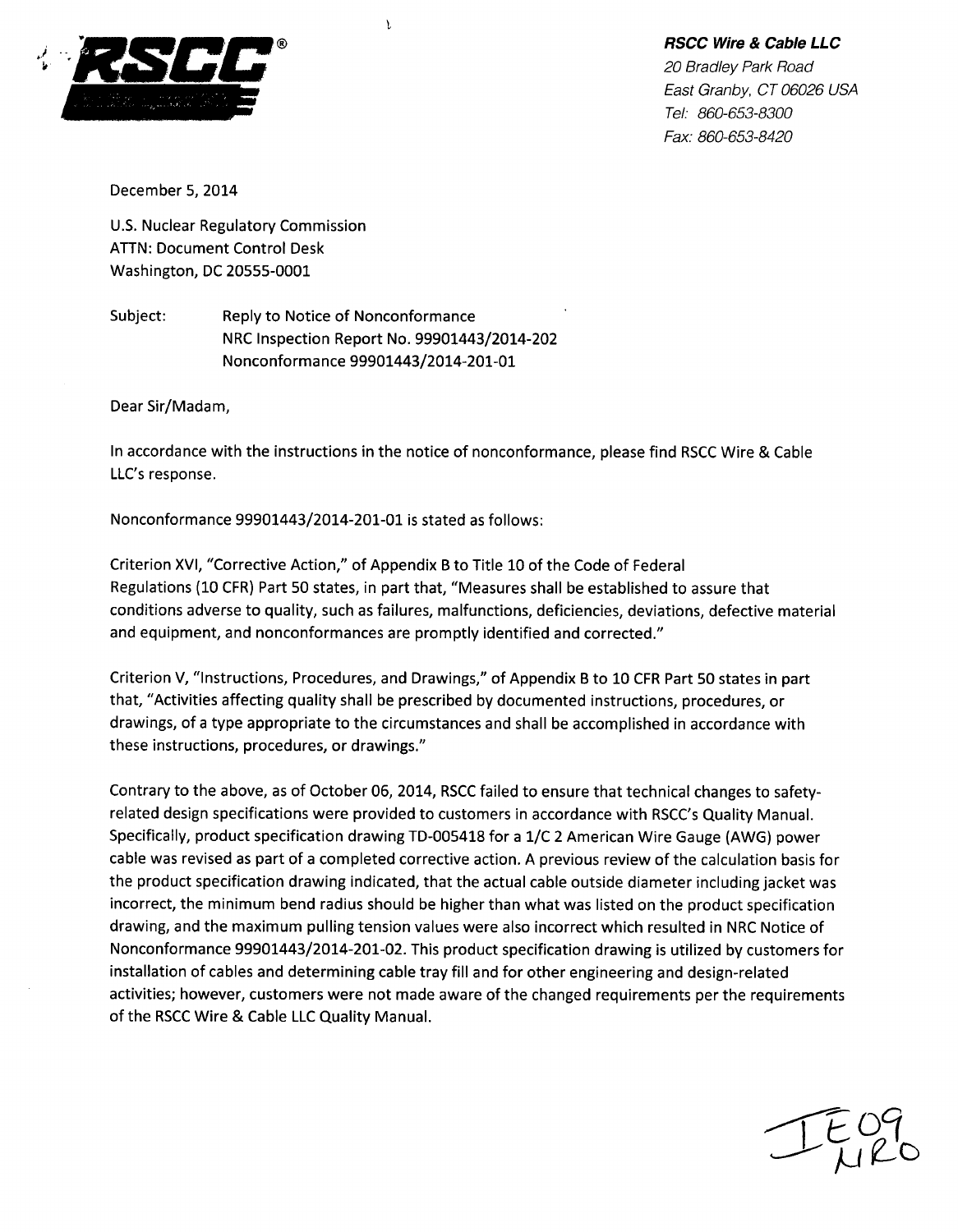**RSCC Wire & Cable LLC**
*20 Bradley Park Road*
*East Granby, CT 06026 USA*
*Tel: 860-653-8300*
*Fax: 860-653-8420*

December 5, 2014

U.S. Nuclear Regulatory Commission
ATTN: Document Control Desk
Washington, DC 20555-0001

Subject: Reply to Notice of Nonconformance
NRC Inspection Report No. 99901443/2014-202
Nonconformance 99901443/2014-201-01

Dear Sir/Madam,

In accordance with the instructions in the notice of nonconformance, please find RSCC Wire & Cable LLC's response.

Nonconformance 99901443/2014-201-01 is stated as follows:

Criterion XVI, "Corrective Action," of Appendix B to Title 10 of the Code of Federal Regulations (10 CFR) Part 50 states, in part that, "Measures shall be established to assure that conditions adverse to quality, such as failures, malfunctions, deficiencies, deviations, defective material and equipment, and nonconformances are promptly identified and corrected."

Criterion V, "Instructions, Procedures, and Drawings," of Appendix B to 10 CFR Part 50 states in part that, "Activities affecting quality shall be prescribed by documented instructions, procedures, or drawings, of a type appropriate to the circumstances and shall be accomplished in accordance with these instructions, procedures, or drawings."

Contrary to the above, as of October 06, 2014, RSCC failed to ensure that technical changes to safety-related design specifications were provided to customers in accordance with RSCC's Quality Manual. Specifically, product specification drawing TD-005418 for a 1/C 2 American Wire Gauge (AWG) power cable was revised as part of a completed corrective action. A previous review of the calculation basis for the product specification drawing indicated, that the actual cable outside diameter including jacket was incorrect, the minimum bend radius should be higher than what was listed on the product specification drawing, and the maximum pulling tension values were also incorrect which resulted in NRC Notice of Nonconformance 99901443/2014-201-02. This product specification drawing is utilized by customers for installation of cables and determining cable tray fill and for other engineering and design-related activities; however, customers were not made aware of the changed requirements per the requirements of the RSCC Wire & Cable LLC Quality Manual.

IE09
NRO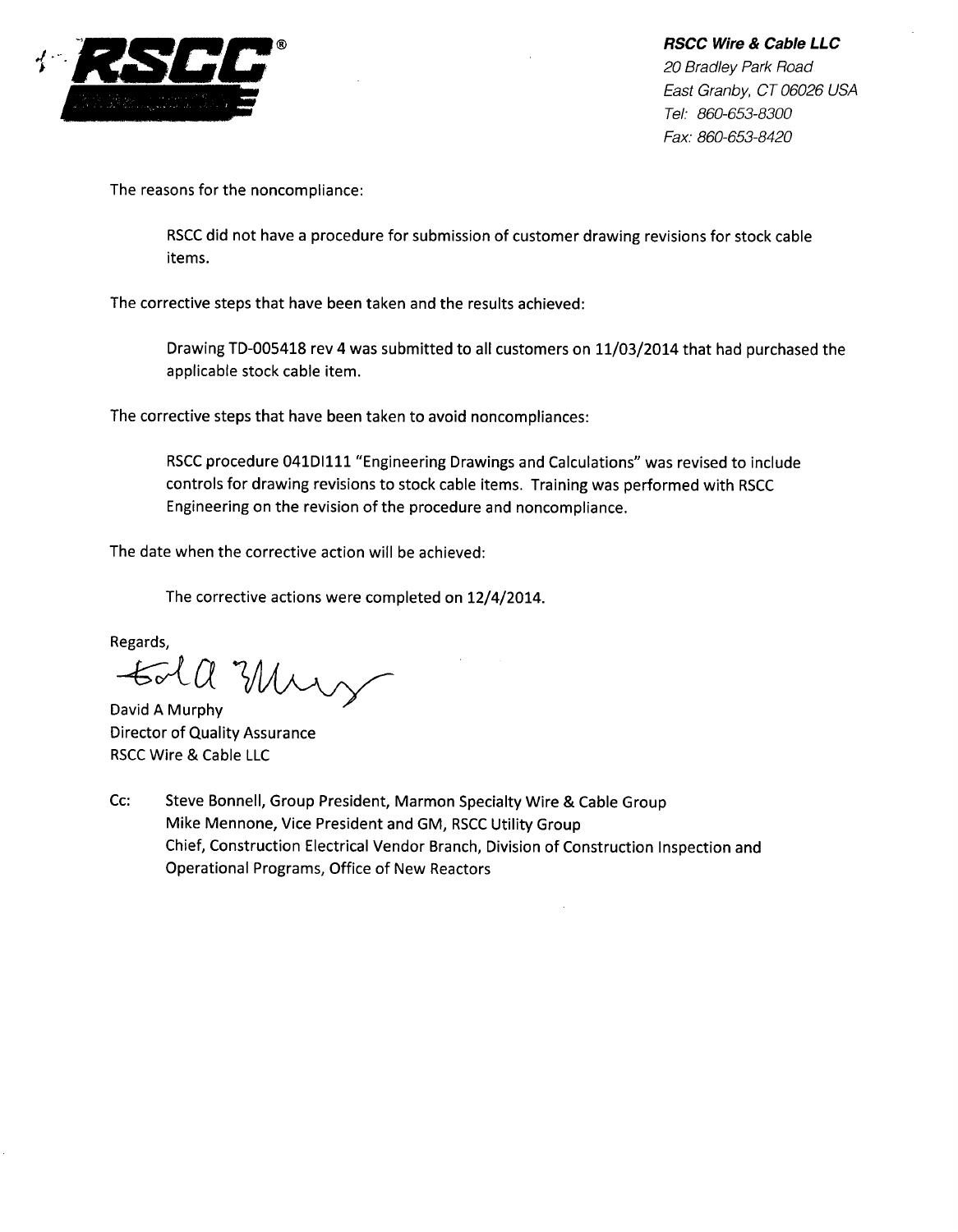**RSCC Wire & Cable LLC**
*20 Bradley Park Road*
*East Granby, CT 06026 USA*
*Tel: 860-653-8300*
*Fax: 860-653-8420*

The reasons for the noncompliance:

RSCC did not have a procedure for submission of customer drawing revisions for stock cable items.

The corrective steps that have been taken and the results achieved:

Drawing TD-005418 rev 4 was submitted to all customers on 11/03/2014 that had purchased the applicable stock cable item.

The corrective steps that have been taken to avoid noncompliances:

RSCC procedure 041DI111 "Engineering Drawings and Calculations" was revised to include controls for drawing revisions to stock cable items. Training was performed with RSCC Engineering on the revision of the procedure and noncompliance.

The date when the corrective action will be achieved:

The corrective actions were completed on 12/4/2014.

Regards,

David A Murphy
Director of Quality Assurance
RSCC Wire & Cable LLC

Cc: Steve Bonnell, Group President, Marmon Specialty Wire & Cable Group
Mike Mennone, Vice President and GM, RSCC Utility Group
Chief, Construction Electrical Vendor Branch, Division of Construction Inspection and Operational Programs, Office of New Reactors